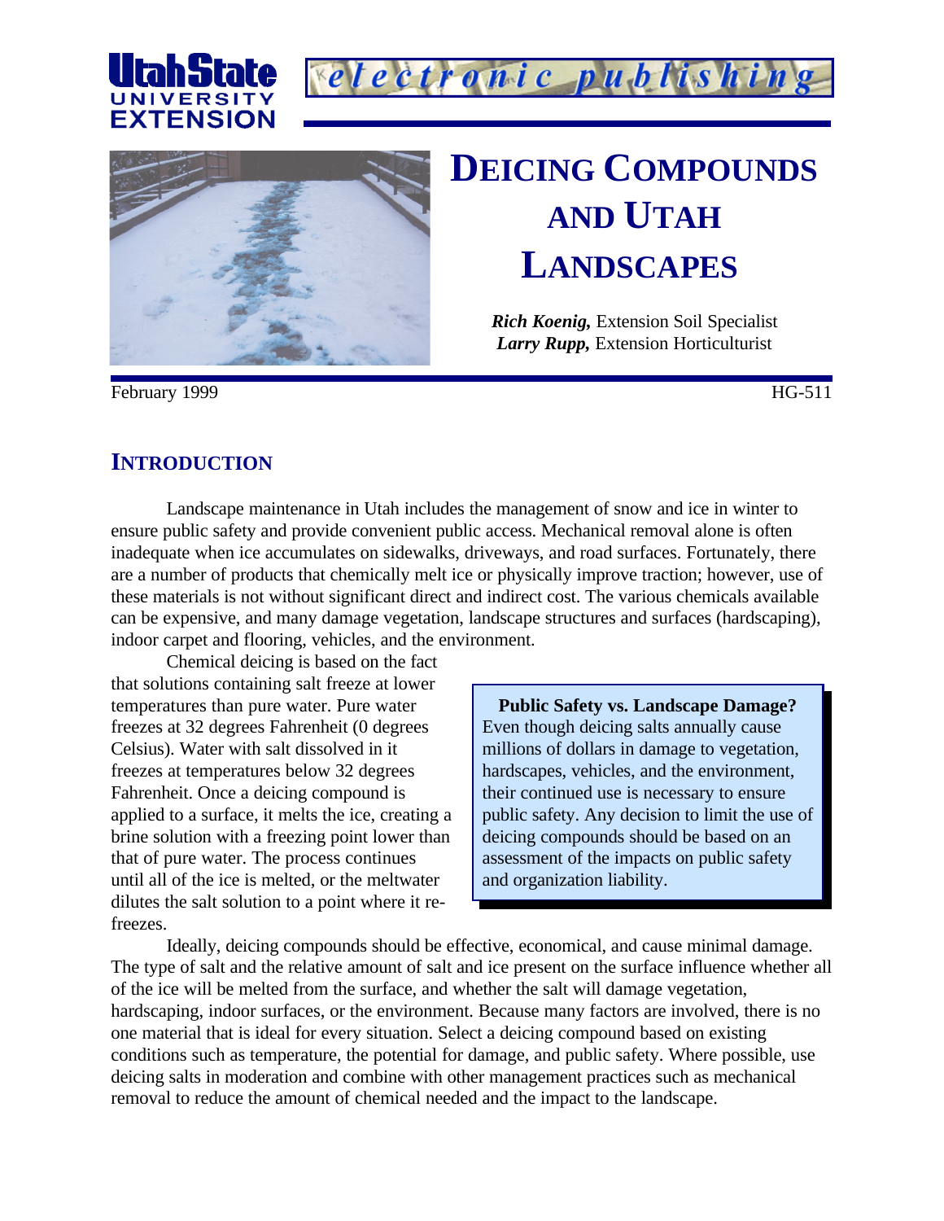# DEICING COMPOUNDS AND UTAH LANDSCAPES

***Rich Koenig,*** Extension Soil Specialist
***Larry Rupp,*** Extension Horticulturist

February 1999 HG-511

## INTRODUCTION

Landscape maintenance in Utah includes the management of snow and ice in winter to ensure public safety and provide convenient public access. Mechanical removal alone is often inadequate when ice accumulates on sidewalks, driveways, and road surfaces. Fortunately, there are a number of products that chemically melt ice or physically improve traction; however, use of these materials is not without significant direct and indirect cost. The various chemicals available can be expensive, and many damage vegetation, landscape structures and surfaces (hardscaping), indoor carpet and flooring, vehicles, and the environment.

Chemical deicing is based on the fact that solutions containing salt freeze at lower temperatures than pure water. Pure water freezes at 32 degrees Fahrenheit (0 degrees Celsius). Water with salt dissolved in it freezes at temperatures below 32 degrees Fahrenheit. Once a deicing compound is applied to a surface, it melts the ice, creating a brine solution with a freezing point lower than that of pure water. The process continues until all of the ice is melted, or the meltwater dilutes the salt solution to a point where it re-freezes.

> **Public Safety vs. Landscape Damage?**
> Even though deicing salts annually cause millions of dollars in damage to vegetation, hardscapes, vehicles, and the environment, their continued use is necessary to ensure public safety. Any decision to limit the use of deicing compounds should be based on an assessment of the impacts on public safety and organization liability.

Ideally, deicing compounds should be effective, economical, and cause minimal damage. The type of salt and the relative amount of salt and ice present on the surface influence whether all of the ice will be melted from the surface, and whether the salt will damage vegetation, hardscaping, indoor surfaces, or the environment. Because many factors are involved, there is no one material that is ideal for every situation. Select a deicing compound based on existing conditions such as temperature, the potential for damage, and public safety. Where possible, use deicing salts in moderation and combine with other management practices such as mechanical removal to reduce the amount of chemical needed and the impact to the landscape.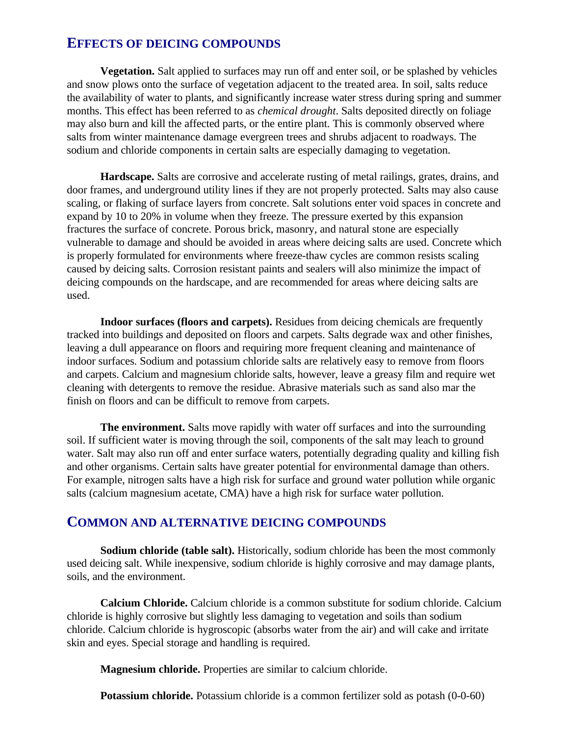## EFFECTS OF DEICING COMPOUNDS

**Vegetation.** Salt applied to surfaces may run off and enter soil, or be splashed by vehicles and snow plows onto the surface of vegetation adjacent to the treated area. In soil, salts reduce the availability of water to plants, and significantly increase water stress during spring and summer months. This effect has been referred to as *chemical drought*. Salts deposited directly on foliage may also burn and kill the affected parts, or the entire plant. This is commonly observed where salts from winter maintenance damage evergreen trees and shrubs adjacent to roadways. The sodium and chloride components in certain salts are especially damaging to vegetation.

**Hardscape.** Salts are corrosive and accelerate rusting of metal railings, grates, drains, and door frames, and underground utility lines if they are not properly protected. Salts may also cause scaling, or flaking of surface layers from concrete. Salt solutions enter void spaces in concrete and expand by 10 to 20% in volume when they freeze. The pressure exerted by this expansion fractures the surface of concrete. Porous brick, masonry, and natural stone are especially vulnerable to damage and should be avoided in areas where deicing salts are used. Concrete which is properly formulated for environments where freeze-thaw cycles are common resists scaling caused by deicing salts. Corrosion resistant paints and sealers will also minimize the impact of deicing compounds on the hardscape, and are recommended for areas where deicing salts are used.

**Indoor surfaces (floors and carpets).** Residues from deicing chemicals are frequently tracked into buildings and deposited on floors and carpets. Salts degrade wax and other finishes, leaving a dull appearance on floors and requiring more frequent cleaning and maintenance of indoor surfaces. Sodium and potassium chloride salts are relatively easy to remove from floors and carpets. Calcium and magnesium chloride salts, however, leave a greasy film and require wet cleaning with detergents to remove the residue. Abrasive materials such as sand also mar the finish on floors and can be difficult to remove from carpets.

**The environment.** Salts move rapidly with water off surfaces and into the surrounding soil. If sufficient water is moving through the soil, components of the salt may leach to ground water. Salt may also run off and enter surface waters, potentially degrading quality and killing fish and other organisms. Certain salts have greater potential for environmental damage than others. For example, nitrogen salts have a high risk for surface and ground water pollution while organic salts (calcium magnesium acetate, CMA) have a high risk for surface water pollution.

## COMMON AND ALTERNATIVE DEICING COMPOUNDS

**Sodium chloride (table salt).** Historically, sodium chloride has been the most commonly used deicing salt. While inexpensive, sodium chloride is highly corrosive and may damage plants, soils, and the environment.

**Calcium Chloride.** Calcium chloride is a common substitute for sodium chloride. Calcium chloride is highly corrosive but slightly less damaging to vegetation and soils than sodium chloride. Calcium chloride is hygroscopic (absorbs water from the air) and will cake and irritate skin and eyes. Special storage and handling is required.

**Magnesium chloride.** Properties are similar to calcium chloride.

**Potassium chloride.** Potassium chloride is a common fertilizer sold as potash (0-0-60)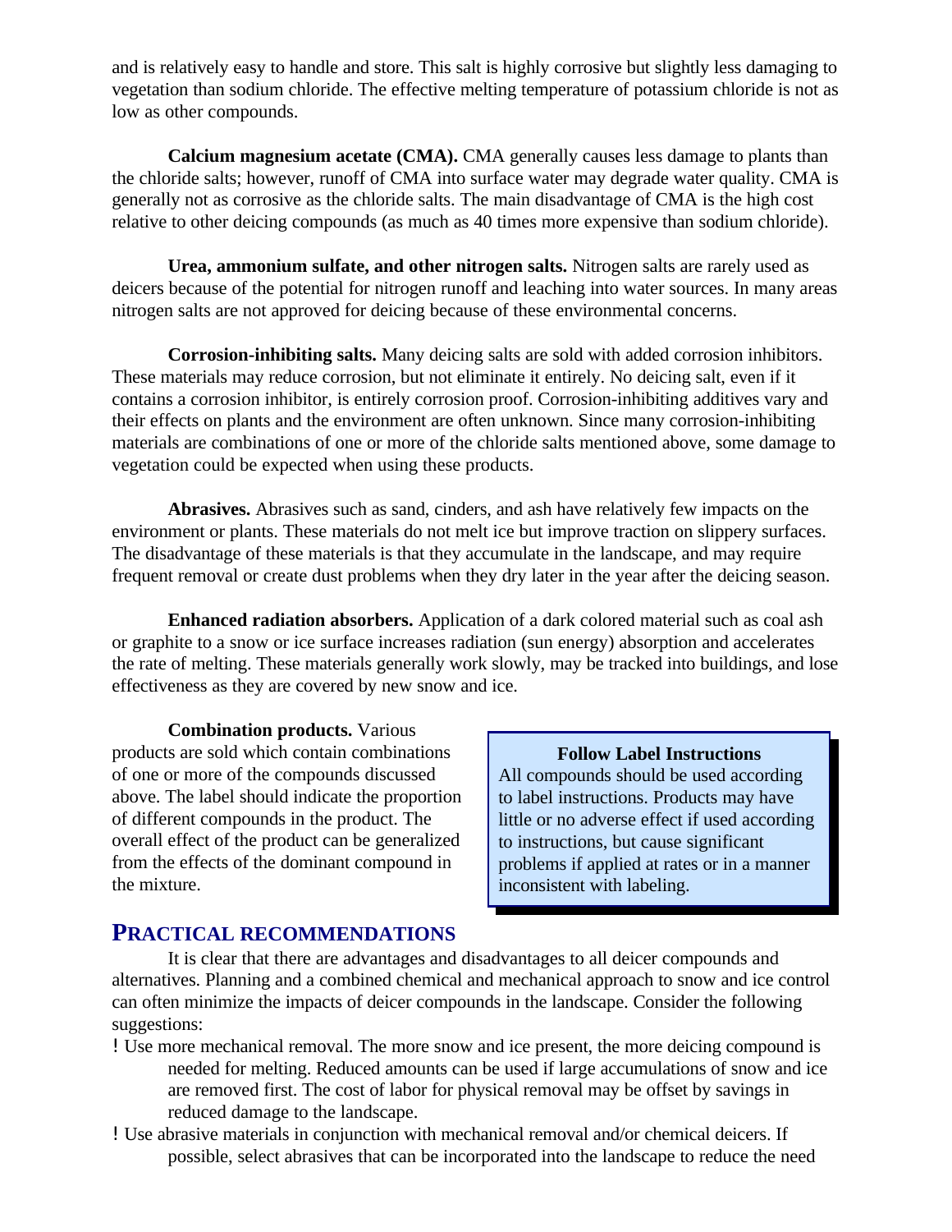and is relatively easy to handle and store. This salt is highly corrosive but slightly less damaging to vegetation than sodium chloride. The effective melting temperature of potassium chloride is not as low as other compounds.

**Calcium magnesium acetate (CMA).** CMA generally causes less damage to plants than the chloride salts; however, runoff of CMA into surface water may degrade water quality. CMA is generally not as corrosive as the chloride salts. The main disadvantage of CMA is the high cost relative to other deicing compounds (as much as 40 times more expensive than sodium chloride).

**Urea, ammonium sulfate, and other nitrogen salts.** Nitrogen salts are rarely used as deicers because of the potential for nitrogen runoff and leaching into water sources. In many areas nitrogen salts are not approved for deicing because of these environmental concerns.

**Corrosion-inhibiting salts.** Many deicing salts are sold with added corrosion inhibitors. These materials may reduce corrosion, but not eliminate it entirely. No deicing salt, even if it contains a corrosion inhibitor, is entirely corrosion proof. Corrosion-inhibiting additives vary and their effects on plants and the environment are often unknown. Since many corrosion-inhibiting materials are combinations of one or more of the chloride salts mentioned above, some damage to vegetation could be expected when using these products.

**Abrasives.** Abrasives such as sand, cinders, and ash have relatively few impacts on the environment or plants. These materials do not melt ice but improve traction on slippery surfaces. The disadvantage of these materials is that they accumulate in the landscape, and may require frequent removal or create dust problems when they dry later in the year after the deicing season.

**Enhanced radiation absorbers.** Application of a dark colored material such as coal ash or graphite to a snow or ice surface increases radiation (sun energy) absorption and accelerates the rate of melting. These materials generally work slowly, may be tracked into buildings, and lose effectiveness as they are covered by new snow and ice.

**Combination products.** Various products are sold which contain combinations of one or more of the compounds discussed above. The label should indicate the proportion of different compounds in the product. The overall effect of the product can be generalized from the effects of the dominant compound in the mixture.

> **Follow Label Instructions**
>
> All compounds should be used according to label instructions. Products may have little or no adverse effect if used according to instructions, but cause significant problems if applied at rates or in a manner inconsistent with labeling.

## PRACTICAL RECOMMENDATIONS

It is clear that there are advantages and disadvantages to all deicer compounds and alternatives. Planning and a combined chemical and mechanical approach to snow and ice control can often minimize the impacts of deicer compounds in the landscape. Consider the following suggestions:

- Use more mechanical removal. The more snow and ice present, the more deicing compound is needed for melting. Reduced amounts can be used if large accumulations of snow and ice are removed first. The cost of labor for physical removal may be offset by savings in reduced damage to the landscape.
- Use abrasive materials in conjunction with mechanical removal and/or chemical deicers. If possible, select abrasives that can be incorporated into the landscape to reduce the need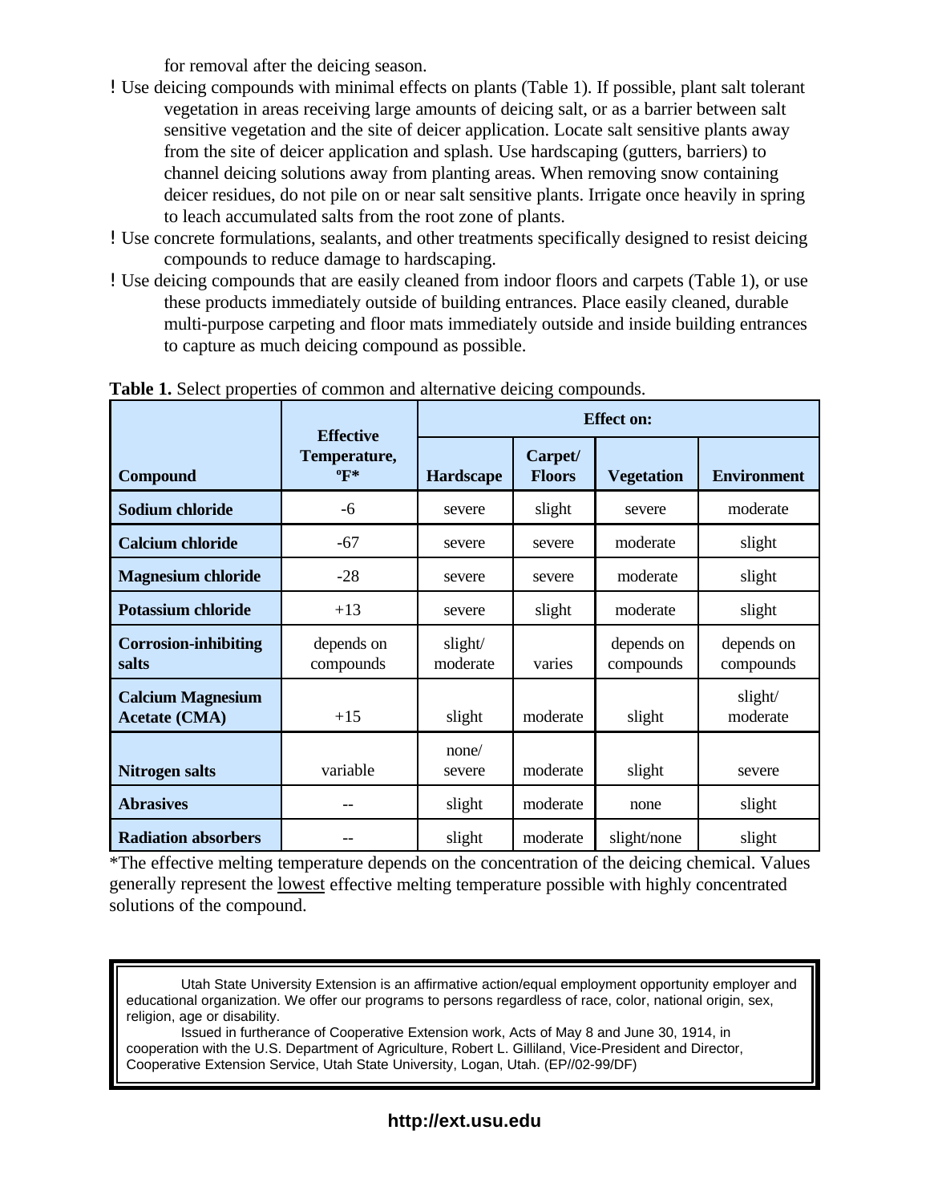for removal after the deicing season.

- Use deicing compounds with minimal effects on plants (Table 1). If possible, plant salt tolerant vegetation in areas receiving large amounts of deicing salt, or as a barrier between salt sensitive vegetation and the site of deicer application. Locate salt sensitive plants away from the site of deicer application and splash. Use hardscaping (gutters, barriers) to channel deicing solutions away from planting areas. When removing snow containing deicer residues, do not pile on or near salt sensitive plants. Irrigate once heavily in spring to leach accumulated salts from the root zone of plants.
- Use concrete formulations, sealants, and other treatments specifically designed to resist deicing compounds to reduce damage to hardscaping.
- Use deicing compounds that are easily cleaned from indoor floors and carpets (Table 1), or use these products immediately outside of building entrances. Place easily cleaned, durable multi-purpose carpeting and floor mats immediately outside and inside building entrances to capture as much deicing compound as possible.

**Table 1.** Select properties of common and alternative deicing compounds.

| Compound | Effective Temperature, ºF* | Effect on: | | | |
|---|---|---|---|---|---|
| | | Hardscape | Carpet/ Floors | Vegetation | Environment |
| **Sodium chloride** | -6 | severe | slight | severe | moderate |
| **Calcium chloride** | -67 | severe | severe | moderate | slight |
| **Magnesium chloride** | -28 | severe | severe | moderate | slight |
| **Potassium chloride** | +13 | severe | slight | moderate | slight |
| **Corrosion-inhibiting salts** | depends on compounds | slight/ moderate | varies | depends on compounds | depends on compounds |
| **Calcium Magnesium Acetate (CMA)** | +15 | slight | moderate | slight | slight/ moderate |
| **Nitrogen salts** | variable | none/ severe | moderate | slight | severe |
| **Abrasives** | -- | slight | moderate | none | slight |
| **Radiation absorbers** | -- | slight | moderate | slight/none | slight |

*The effective melting temperature depends on the concentration of the deicing chemical. Values generally represent the lowest effective melting temperature possible with highly concentrated solutions of the compound.

Utah State University Extension is an affirmative action/equal employment opportunity employer and educational organization. We offer our programs to persons regardless of race, color, national origin, sex, religion, age or disability.

Issued in furtherance of Cooperative Extension work, Acts of May 8 and June 30, 1914, in cooperation with the U.S. Department of Agriculture, Robert L. Gilliland, Vice-President and Director, Cooperative Extension Service, Utah State University, Logan, Utah. (EP//02-99/DF)

**http://ext.usu.edu**